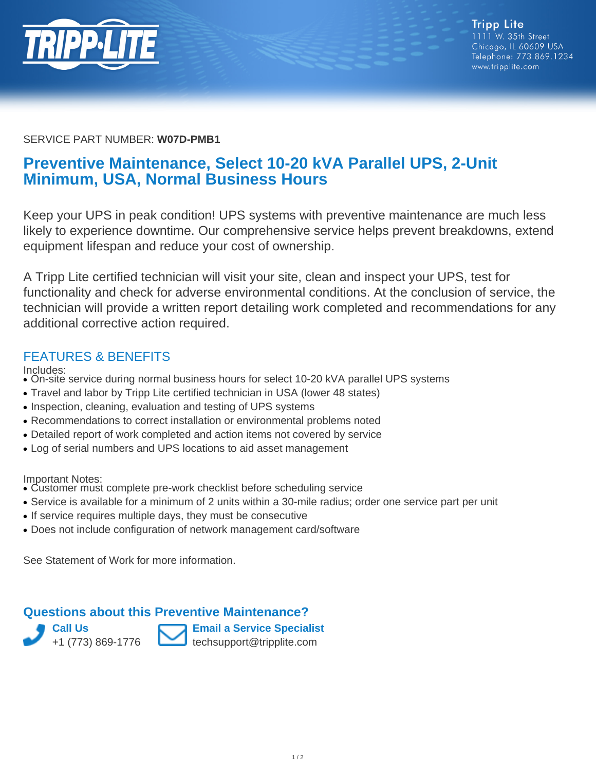Tripp Lite
1111 W. 35th Street
Chicago, IL 60609 USA
Telephone: 773.869.1234
www.tripplite.com

SERVICE PART NUMBER: **W07D-PMB1**

# Preventive Maintenance, Select 10-20 kVA Parallel UPS, 2-Unit Minimum, USA, Normal Business Hours

Keep your UPS in peak condition! UPS systems with preventive maintenance are much less likely to experience downtime. Our comprehensive service helps prevent breakdowns, extend equipment lifespan and reduce your cost of ownership.

A Tripp Lite certified technician will visit your site, clean and inspect your UPS, test for functionality and check for adverse environmental conditions. At the conclusion of service, the technician will provide a written report detailing work completed and recommendations for any additional corrective action required.

## FEATURES & BENEFITS

Includes:

- On-site service during normal business hours for select 10-20 kVA parallel UPS systems
- Travel and labor by Tripp Lite certified technician in USA (lower 48 states)
- Inspection, cleaning, evaluation and testing of UPS systems
- Recommendations to correct installation or environmental problems noted
- Detailed report of work completed and action items not covered by service
- Log of serial numbers and UPS locations to aid asset management

Important Notes:

- Customer must complete pre-work checklist before scheduling service
- Service is available for a minimum of 2 units within a 30-mile radius; order one service part per unit
- If service requires multiple days, they must be consecutive
- Does not include configuration of network management card/software

See Statement of Work for more information.

## Questions about this Preventive Maintenance?

**Call Us**
+1 (773) 869-1776

**Email a Service Specialist**
techsupport@tripplite.com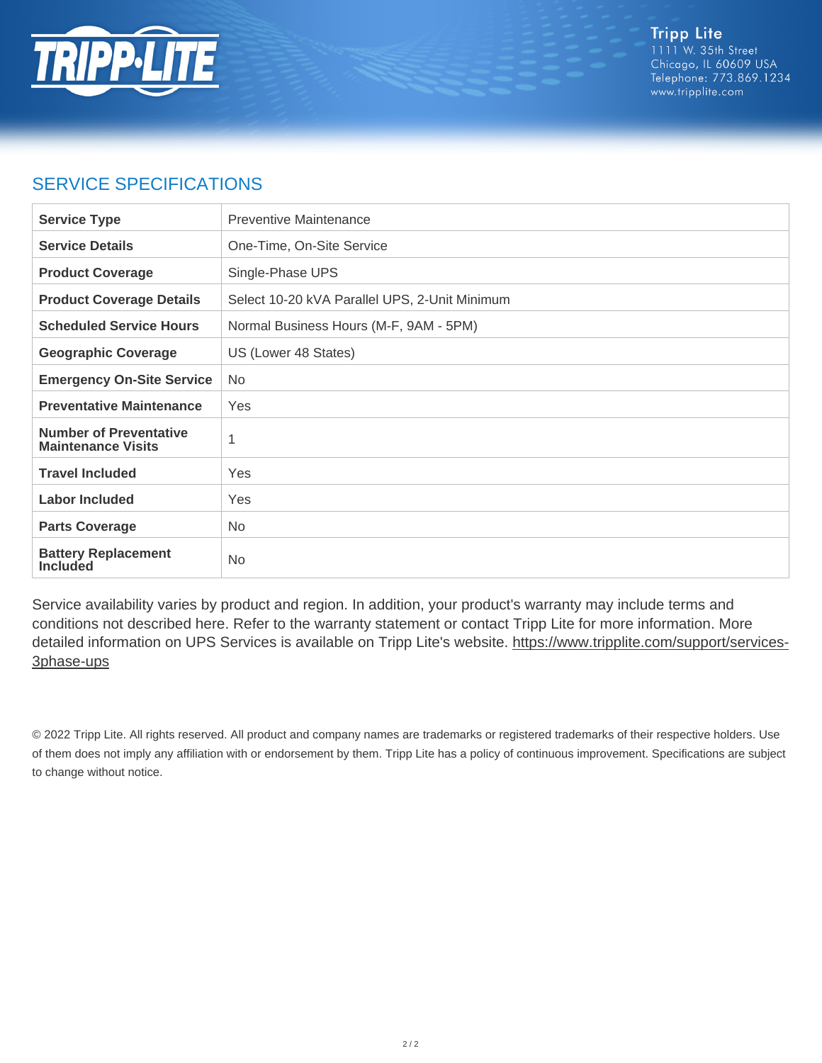## SERVICE SPECIFICATIONS

| | |
|---|---|
| **Service Type** | Preventive Maintenance |
| **Service Details** | One-Time, On-Site Service |
| **Product Coverage** | Single-Phase UPS |
| **Product Coverage Details** | Select 10-20 kVA Parallel UPS, 2-Unit Minimum |
| **Scheduled Service Hours** | Normal Business Hours (M-F, 9AM - 5PM) |
| **Geographic Coverage** | US (Lower 48 States) |
| **Emergency On-Site Service** | No |
| **Preventative Maintenance** | Yes |
| **Number of Preventative Maintenance Visits** | 1 |
| **Travel Included** | Yes |
| **Labor Included** | Yes |
| **Parts Coverage** | No |
| **Battery Replacement Included** | No |

Service availability varies by product and region. In addition, your product's warranty may include terms and conditions not described here. Refer to the warranty statement or contact Tripp Lite for more information. More detailed information on UPS Services is available on Tripp Lite's website. https://www.tripplite.com/support/services-3phase-ups

© 2022 Tripp Lite. All rights reserved. All product and company names are trademarks or registered trademarks of their respective holders. Use of them does not imply any affiliation with or endorsement by them. Tripp Lite has a policy of continuous improvement. Specifications are subject to change without notice.